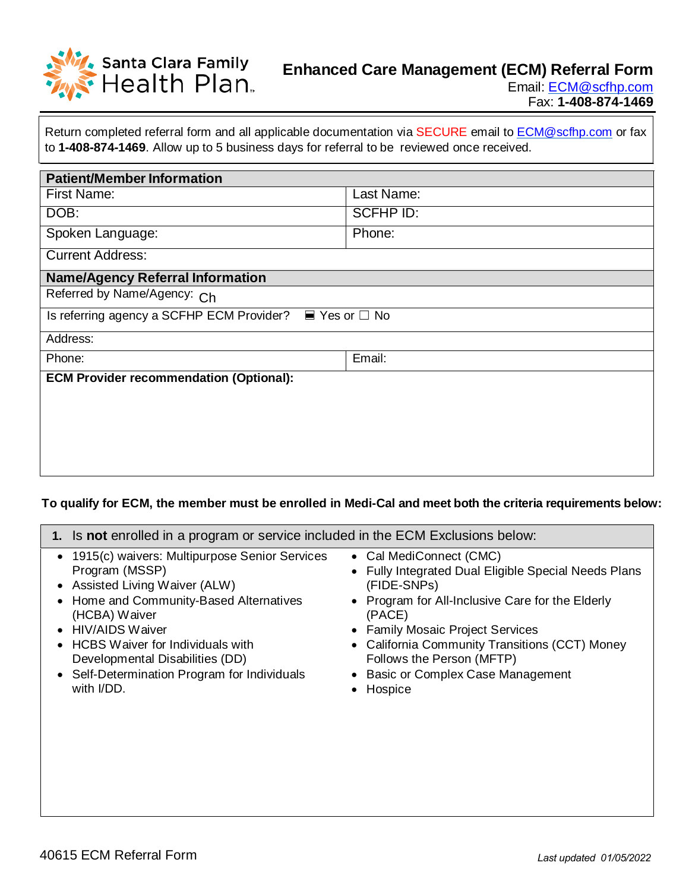Santa Clara Family Health Plan

# Enhanced Care Management (ECM) Referral Form

Email: ECM@scfhp.com
Fax: **1-408-874-1469**

Return completed referral form and all applicable documentation via SECURE email to ECM@scfhp.com or fax to **1-408-874-1469**. Allow up to 5 business days for referral to be reviewed once received.

| **Patient/Member Information** | |
|---|---|
| First Name: | Last Name: |
| DOB: | SCFHP ID: |
| Spoken Language: | Phone: |
| Current Address: | |
| **Name/Agency Referral Information** | |
| Referred by Name/Agency: Ch | |
| Is referring agency a SCFHP ECM Provider? ☒ Yes or ☐ No | |
| Address: | |
| Phone: | Email: |
| **ECM Provider recommendation (Optional):** | |

**To qualify for ECM, the member must be enrolled in Medi-Cal and meet both the criteria requirements below:**

**1.** Is **not** enrolled in a program or service included in the ECM Exclusions below:

- 1915(c) waivers: Multipurpose Senior Services Program (MSSP)
- Assisted Living Waiver (ALW)
- Home and Community-Based Alternatives (HCBA) Waiver
- HIV/AIDS Waiver
- HCBS Waiver for Individuals with Developmental Disabilities (DD)
- Self-Determination Program for Individuals with I/DD.
- Cal MediConnect (CMC)
- Fully Integrated Dual Eligible Special Needs Plans (FIDE-SNPs)
- Program for All-Inclusive Care for the Elderly (PACE)
- Family Mosaic Project Services
- California Community Transitions (CCT) Money Follows the Person (MFTP)
- Basic or Complex Case Management
- Hospice

40615 ECM Referral Form

*Last updated 01/05/2022*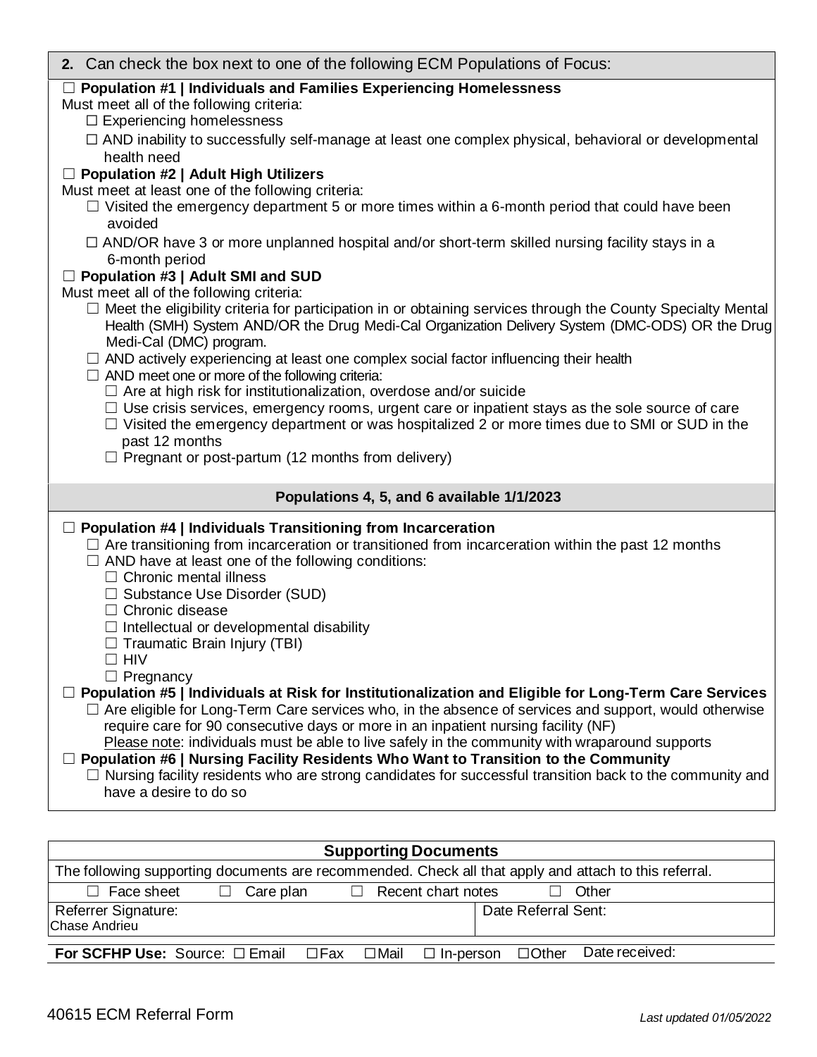**2.** Can check the box next to one of the following ECM Populations of Focus:

☐ **Population #1 | Individuals and Families Experiencing Homelessness**

Must meet all of the following criteria:

- ☐ Experiencing homelessness
- ☐ AND inability to successfully self-manage at least one complex physical, behavioral or developmental health need

☐ **Population #2 | Adult High Utilizers**

Must meet at least one of the following criteria:

- ☐ Visited the emergency department 5 or more times within a 6-month period that could have been avoided
- ☐ AND/OR have 3 or more unplanned hospital and/or short-term skilled nursing facility stays in a 6-month period

☐ **Population #3 | Adult SMI and SUD**

Must meet all of the following criteria:

- ☐ Meet the eligibility criteria for participation in or obtaining services through the County Specialty Mental Health (SMH) System AND/OR the Drug Medi-Cal Organization Delivery System (DMC-ODS) OR the Drug Medi-Cal (DMC) program.
- ☐ AND actively experiencing at least one complex social factor influencing their health
- ☐ AND meet one or more of the following criteria:
  - ☐ Are at high risk for institutionalization, overdose and/or suicide
  - ☐ Use crisis services, emergency rooms, urgent care or inpatient stays as the sole source of care
  - ☐ Visited the emergency department or was hospitalized 2 or more times due to SMI or SUD in the past 12 months
  - ☐ Pregnant or post-partum (12 months from delivery)

**Populations 4, 5, and 6 available 1/1/2023**

☐ **Population #4 | Individuals Transitioning from Incarceration**

- ☐ Are transitioning from incarceration or transitioned from incarceration within the past 12 months
- ☐ AND have at least one of the following conditions:
  - ☐ Chronic mental illness
  - ☐ Substance Use Disorder (SUD)
  - ☐ Chronic disease
  - ☐ Intellectual or developmental disability
  - ☐ Traumatic Brain Injury (TBI)
  - ☐ HIV
  - ☐ Pregnancy

☐ **Population #5 | Individuals at Risk for Institutionalization and Eligible for Long-Term Care Services**

- ☐ Are eligible for Long-Term Care services who, in the absence of services and support, would otherwise require care for 90 consecutive days or more in an inpatient nursing facility (NF)
  Please note: individuals must be able to live safely in the community with wraparound supports

☐ **Population #6 | Nursing Facility Residents Who Want to Transition to the Community**

- ☐ Nursing facility residents who are strong candidates for successful transition back to the community and have a desire to do so

| **Supporting Documents** | |
|---|---|
| The following supporting documents are recommended. Check all that apply and attach to this referral. | |
| ☐ Face sheet ☐ Care plan ☐ Recent chart notes ☐ Other | |
| Referrer Signature: Chase Andrieu | Date Referral Sent: |

**For SCFHP Use:** Source: ☐ Email ☐Fax ☐Mail ☐ In-person ☐Other Date received:

40615 ECM Referral Form

*Last updated 01/05/2022*